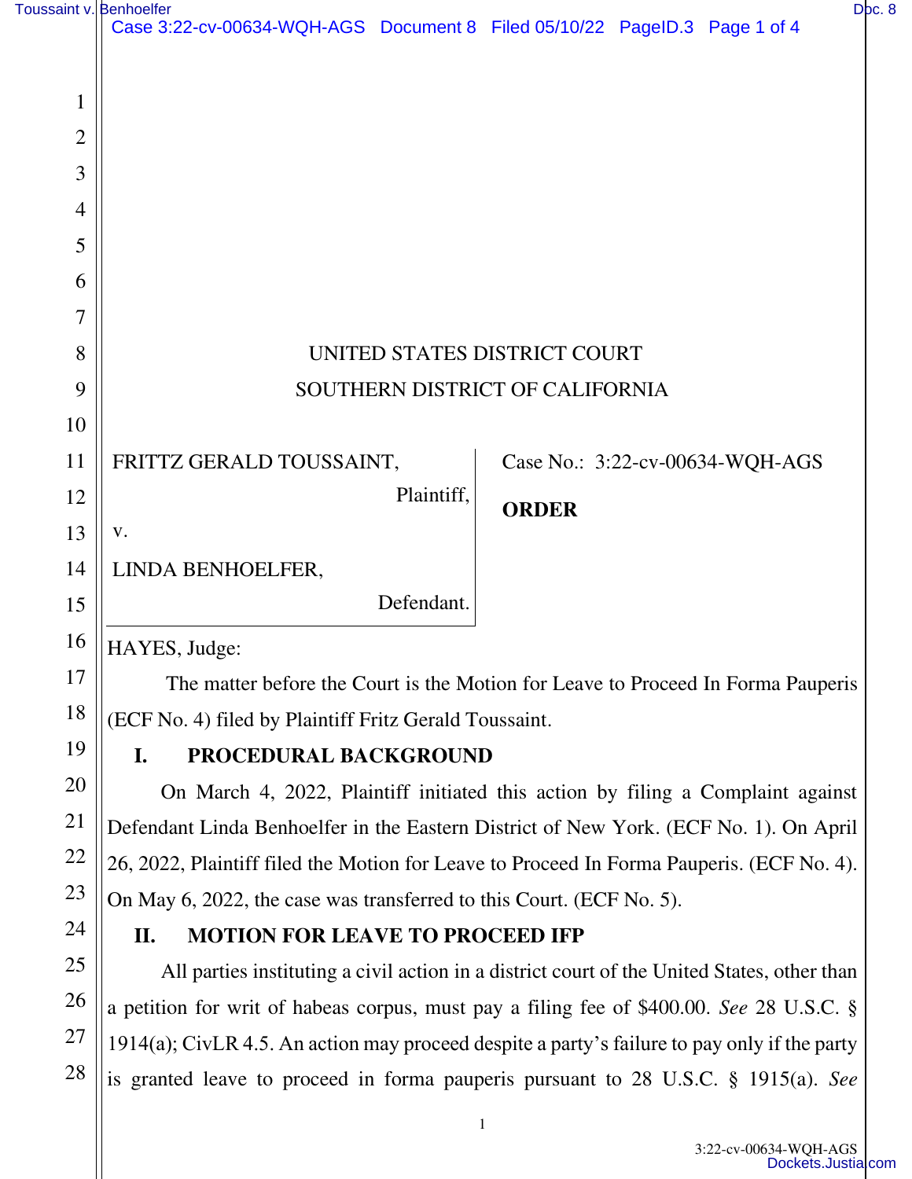UNITED STATES DISTRICT COURT

SOUTHERN DISTRICT OF CALIFORNIA

FRITTZ GERALD TOUSSAINT,

Plaintiff,

v.

LINDA BENHOELFER,

Defendant.

Case No.: 3:22-cv-00634-WQH-AGS

**ORDER**

HAYES, Judge:

The matter before the Court is the Motion for Leave to Proceed In Forma Pauperis (ECF No. 4) filed by Plaintiff Fritz Gerald Toussaint.

## I. PROCEDURAL BACKGROUND

On March 4, 2022, Plaintiff initiated this action by filing a Complaint against Defendant Linda Benhoelfer in the Eastern District of New York. (ECF No. 1). On April 26, 2022, Plaintiff filed the Motion for Leave to Proceed In Forma Pauperis. (ECF No. 4). On May 6, 2022, the case was transferred to this Court. (ECF No. 5).

## II. MOTION FOR LEAVE TO PROCEED IFP

All parties instituting a civil action in a district court of the United States, other than a petition for writ of habeas corpus, must pay a filing fee of $400.00. *See* 28 U.S.C. § 1914(a); CivLR 4.5. An action may proceed despite a party's failure to pay only if the party is granted leave to proceed in forma pauperis pursuant to 28 U.S.C. § 1915(a). *See*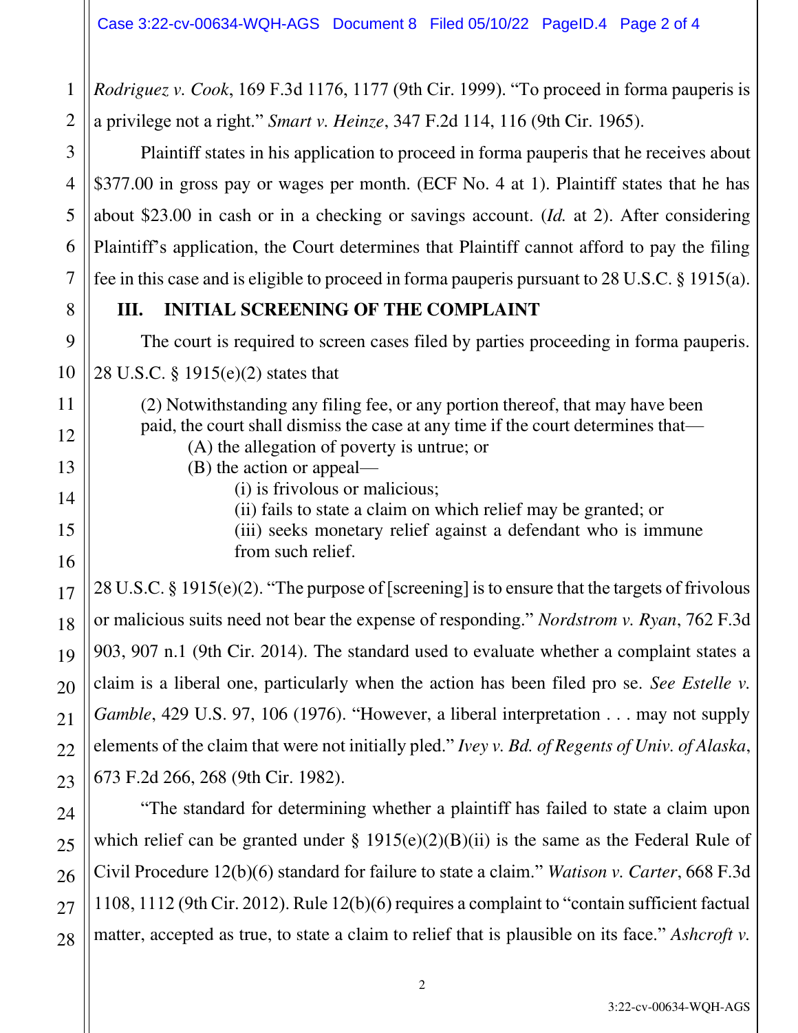*Rodriguez v. Cook*, 169 F.3d 1176, 1177 (9th Cir. 1999). "To proceed in forma pauperis is a privilege not a right." *Smart v. Heinze*, 347 F.2d 114, 116 (9th Cir. 1965).

Plaintiff states in his application to proceed in forma pauperis that he receives about $377.00 in gross pay or wages per month. (ECF No. 4 at 1). Plaintiff states that he has about $23.00 in cash or in a checking or savings account. (*Id.* at 2). After considering Plaintiff's application, the Court determines that Plaintiff cannot afford to pay the filing fee in this case and is eligible to proceed in forma pauperis pursuant to 28 U.S.C. § 1915(a).

## III. INITIAL SCREENING OF THE COMPLAINT

The court is required to screen cases filed by parties proceeding in forma pauperis. 28 U.S.C. § 1915(e)(2) states that

> (2) Notwithstanding any filing fee, or any portion thereof, that may have been paid, the court shall dismiss the case at any time if the court determines that—
> (A) the allegation of poverty is untrue; or
> (B) the action or appeal—
> (i) is frivolous or malicious;
> (ii) fails to state a claim on which relief may be granted; or
> (iii) seeks monetary relief against a defendant who is immune from such relief.

28 U.S.C. § 1915(e)(2). "The purpose of [screening] is to ensure that the targets of frivolous or malicious suits need not bear the expense of responding." *Nordstrom v. Ryan*, 762 F.3d 903, 907 n.1 (9th Cir. 2014). The standard used to evaluate whether a complaint states a claim is a liberal one, particularly when the action has been filed pro se. *See Estelle v. Gamble*, 429 U.S. 97, 106 (1976). "However, a liberal interpretation . . . may not supply elements of the claim that were not initially pled." *Ivey v. Bd. of Regents of Univ. of Alaska*, 673 F.2d 266, 268 (9th Cir. 1982).

"The standard for determining whether a plaintiff has failed to state a claim upon which relief can be granted under § 1915(e)(2)(B)(ii) is the same as the Federal Rule of Civil Procedure 12(b)(6) standard for failure to state a claim." *Watison v. Carter*, 668 F.3d 1108, 1112 (9th Cir. 2012). Rule 12(b)(6) requires a complaint to "contain sufficient factual matter, accepted as true, to state a claim to relief that is plausible on its face." *Ashcroft v.*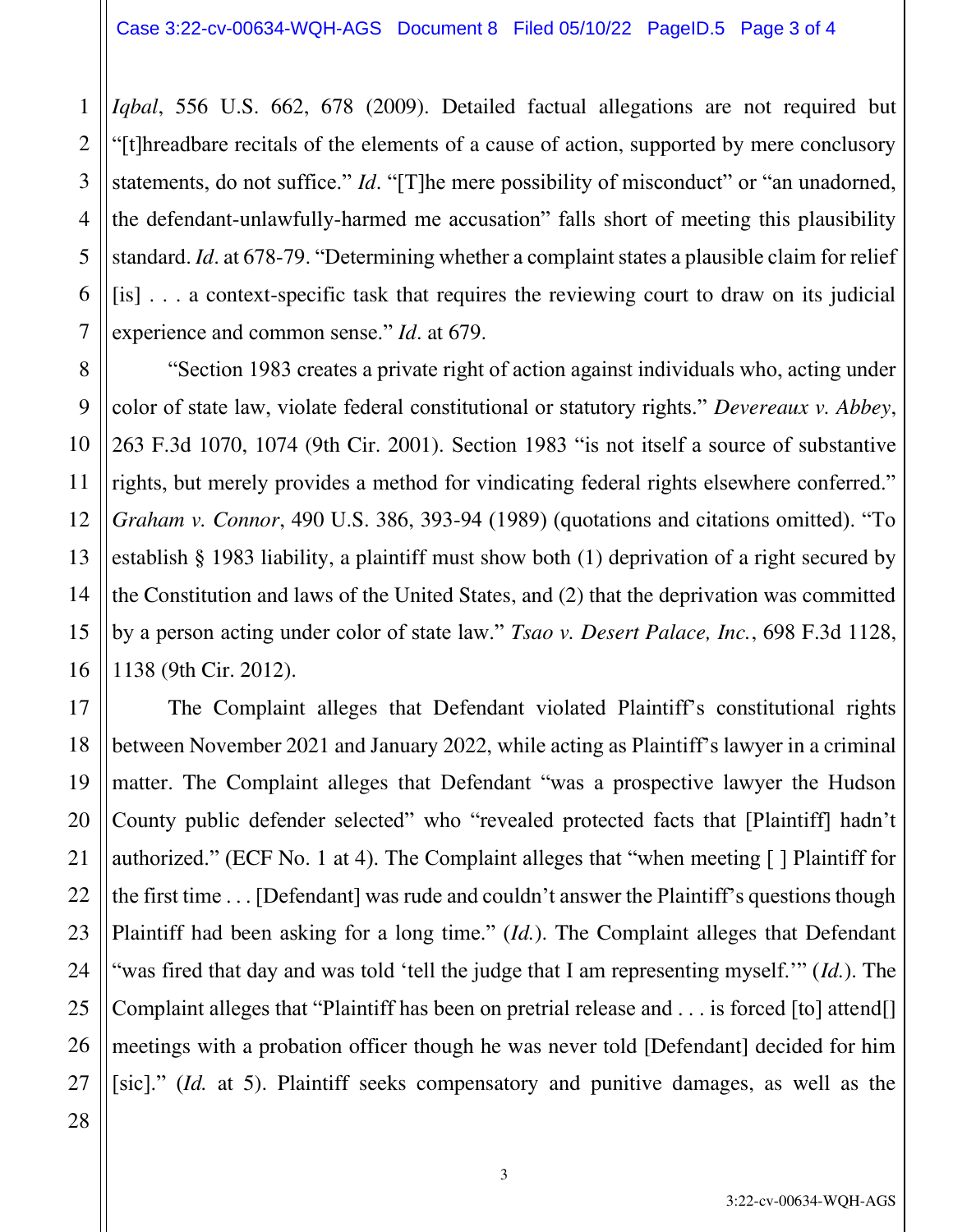*Iqbal*, 556 U.S. 662, 678 (2009). Detailed factual allegations are not required but "[t]hreadbare recitals of the elements of a cause of action, supported by mere conclusory statements, do not suffice." *Id*. "[T]he mere possibility of misconduct" or "an unadorned, the defendant-unlawfully-harmed me accusation" falls short of meeting this plausibility standard. *Id*. at 678-79. "Determining whether a complaint states a plausible claim for relief [is] . . . a context-specific task that requires the reviewing court to draw on its judicial experience and common sense." *Id*. at 679.

"Section 1983 creates a private right of action against individuals who, acting under color of state law, violate federal constitutional or statutory rights." *Devereaux v. Abbey*, 263 F.3d 1070, 1074 (9th Cir. 2001). Section 1983 "is not itself a source of substantive rights, but merely provides a method for vindicating federal rights elsewhere conferred." *Graham v. Connor*, 490 U.S. 386, 393-94 (1989) (quotations and citations omitted). "To establish § 1983 liability, a plaintiff must show both (1) deprivation of a right secured by the Constitution and laws of the United States, and (2) that the deprivation was committed by a person acting under color of state law." *Tsao v. Desert Palace, Inc.*, 698 F.3d 1128, 1138 (9th Cir. 2012).

The Complaint alleges that Defendant violated Plaintiff's constitutional rights between November 2021 and January 2022, while acting as Plaintiff's lawyer in a criminal matter. The Complaint alleges that Defendant "was a prospective lawyer the Hudson County public defender selected" who "revealed protected facts that [Plaintiff] hadn't authorized." (ECF No. 1 at 4). The Complaint alleges that "when meeting [ ] Plaintiff for the first time . . . [Defendant] was rude and couldn't answer the Plaintiff's questions though Plaintiff had been asking for a long time." (*Id.*). The Complaint alleges that Defendant "was fired that day and was told 'tell the judge that I am representing myself.'" (*Id.*). The Complaint alleges that "Plaintiff has been on pretrial release and . . . is forced [to] attend[] meetings with a probation officer though he was never told [Defendant] decided for him [sic]." (*Id.* at 5). Plaintiff seeks compensatory and punitive damages, as well as the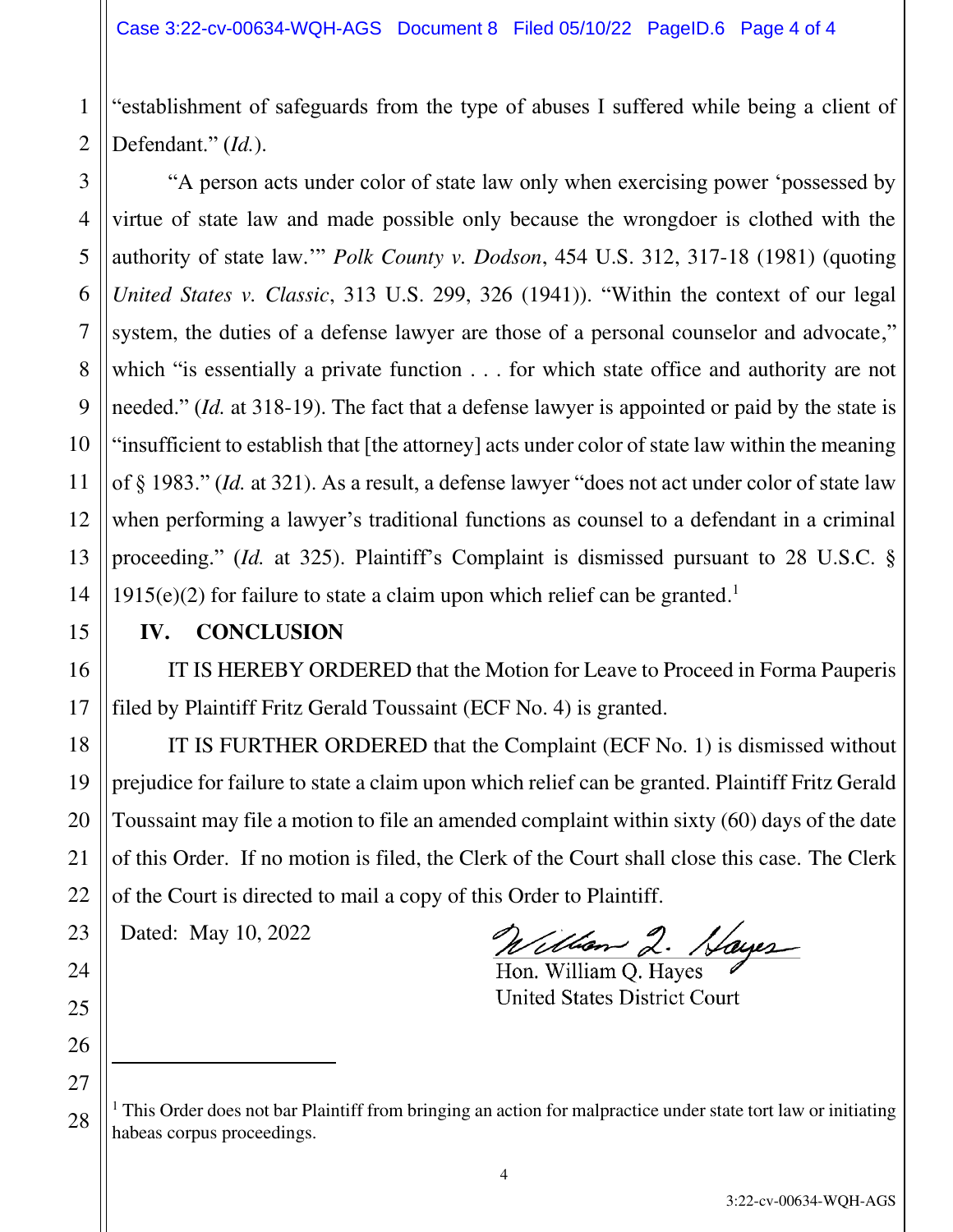"establishment of safeguards from the type of abuses I suffered while being a client of Defendant." (*Id.*).

"A person acts under color of state law only when exercising power 'possessed by virtue of state law and made possible only because the wrongdoer is clothed with the authority of state law.'" *Polk County v. Dodson*, 454 U.S. 312, 317-18 (1981) (quoting *United States v. Classic*, 313 U.S. 299, 326 (1941)). "Within the context of our legal system, the duties of a defense lawyer are those of a personal counselor and advocate," which "is essentially a private function . . . for which state office and authority are not needed." (*Id.* at 318-19). The fact that a defense lawyer is appointed or paid by the state is "insufficient to establish that [the attorney] acts under color of state law within the meaning of § 1983." (*Id.* at 321). As a result, a defense lawyer "does not act under color of state law when performing a lawyer's traditional functions as counsel to a defendant in a criminal proceeding." (*Id.* at 325). Plaintiff's Complaint is dismissed pursuant to 28 U.S.C. § 1915(e)(2) for failure to state a claim upon which relief can be granted.[1]

## IV. CONCLUSION

IT IS HEREBY ORDERED that the Motion for Leave to Proceed in Forma Pauperis filed by Plaintiff Fritz Gerald Toussaint (ECF No. 4) is granted.

IT IS FURTHER ORDERED that the Complaint (ECF No. 1) is dismissed without prejudice for failure to state a claim upon which relief can be granted. Plaintiff Fritz Gerald Toussaint may file a motion to file an amended complaint within sixty (60) days of the date of this Order. If no motion is filed, the Clerk of the Court shall close this case. The Clerk of the Court is directed to mail a copy of this Order to Plaintiff.

Dated: May 10, 2022

Hon. William Q. Hayes
United States District Court

[1] This Order does not bar Plaintiff from bringing an action for malpractice under state tort law or initiating habeas corpus proceedings.